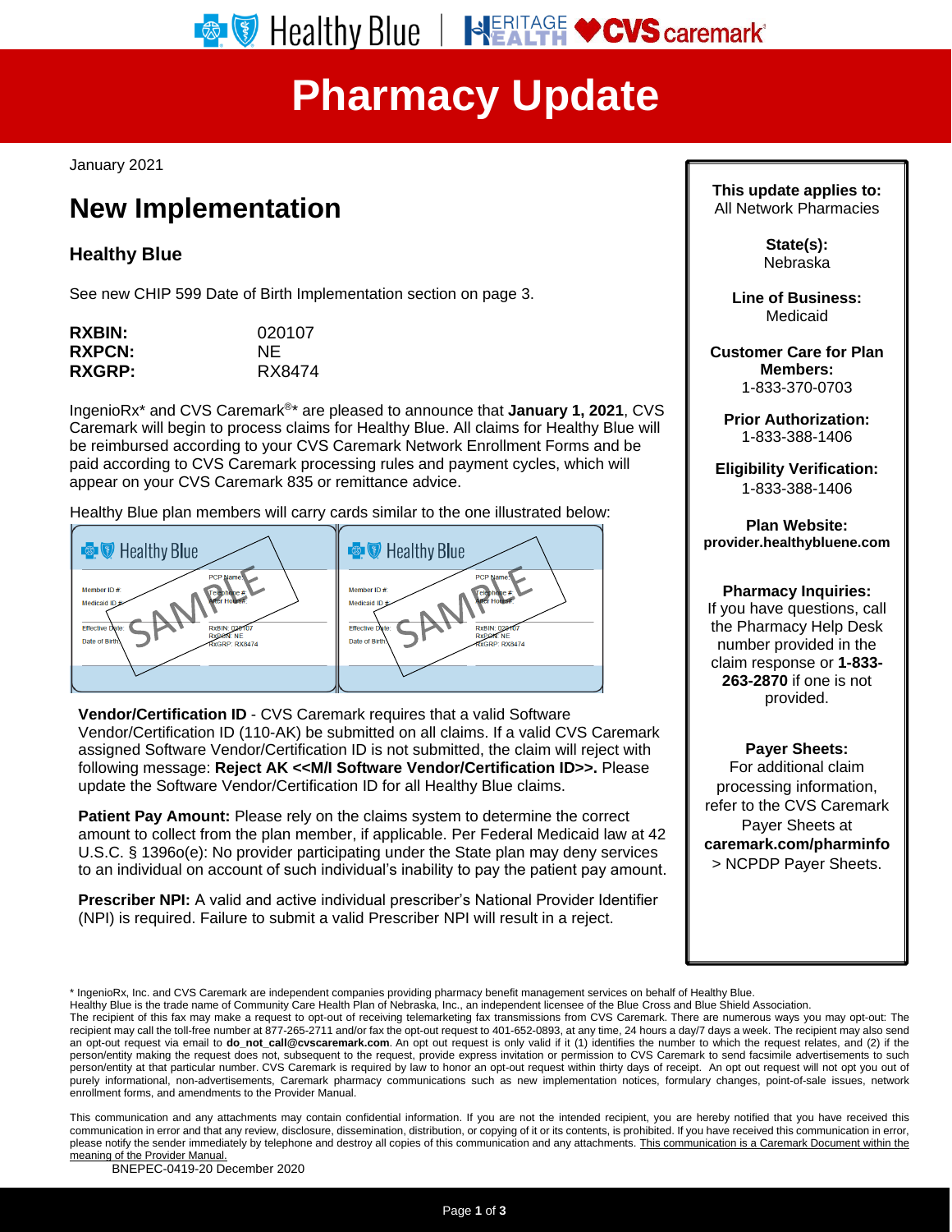# Pharmacy Update

January 2021

## New Implementation

### Healthy Blue

See new CHIP 599 Date of Birth Implementation section on page 3.

| | |
|---|---|
| **RXBIN:** | 020107 |
| **RXPCN:** | NE |
| **RXGRP:** | RX8474 |

IngenioRx* and CVS Caremark®* are pleased to announce that **January 1, 2021**, CVS Caremark will begin to process claims for Healthy Blue. All claims for Healthy Blue will be reimbursed according to your CVS Caremark Network Enrollment Forms and be paid according to CVS Caremark processing rules and payment cycles, which will appear on your CVS Caremark 835 or remittance advice.

Healthy Blue plan members will carry cards similar to the one illustrated below:

**Vendor/Certification ID** - CVS Caremark requires that a valid Software Vendor/Certification ID (110-AK) be submitted on all claims. If a valid CVS Caremark assigned Software Vendor/Certification ID is not submitted, the claim will reject with following message: **Reject AK <<M/I Software Vendor/Certification ID>>.** Please update the Software Vendor/Certification ID for all Healthy Blue claims.

**Patient Pay Amount:** Please rely on the claims system to determine the correct amount to collect from the plan member, if applicable. Per Federal Medicaid law at 42 U.S.C. § 1396o(e): No provider participating under the State plan may deny services to an individual on account of such individual's inability to pay the patient pay amount.

**Prescriber NPI:** A valid and active individual prescriber's National Provider Identifier (NPI) is required. Failure to submit a valid Prescriber NPI will result in a reject.

**This update applies to:**
All Network Pharmacies

**State(s):**
Nebraska

**Line of Business:**
Medicaid

**Customer Care for Plan Members:**
1-833-370-0703

**Prior Authorization:**
1-833-388-1406

**Eligibility Verification:**
1-833-388-1406

**Plan Website:**
**provider.healthybluene.com**

**Pharmacy Inquiries:**
If you have questions, call the Pharmacy Help Desk number provided in the claim response or **1-833-263-2870** if one is not provided.

**Payer Sheets:**
For additional claim processing information, refer to the CVS Caremark Payer Sheets at **caremark.com/pharminfo** > NCPDP Payer Sheets.

\* IngenioRx, Inc. and CVS Caremark are independent companies providing pharmacy benefit management services on behalf of Healthy Blue.
Healthy Blue is the trade name of Community Care Health Plan of Nebraska, Inc., an independent licensee of the Blue Cross and Blue Shield Association.
The recipient of this fax may make a request to opt-out of receiving telemarketing fax transmissions from CVS Caremark. There are numerous ways you may opt-out: The recipient may call the toll-free number at 877-265-2711 and/or fax the opt-out request to 401-652-0893, at any time, 24 hours a day/7 days a week. The recipient may also send an opt-out request via email to **do_not_call@cvscaremark.com**. An opt out request is only valid if it (1) identifies the number to which the request relates, and (2) if the person/entity making the request does not, subsequent to the request, provide express invitation or permission to CVS Caremark to send facsimile advertisements to such person/entity at that particular number. CVS Caremark is required by law to honor an opt-out request within thirty days of receipt. An opt out request will not opt you out of purely informational, non-advertisements, Caremark pharmacy communications such as new implementation notices, formulary changes, point-of-sale issues, network enrollment forms, and amendments to the Provider Manual.

This communication and any attachments may contain confidential information. If you are not the intended recipient, you are hereby notified that you have received this communication in error and that any review, disclosure, dissemination, distribution, or copying of it or its contents, is prohibited. If you have received this communication in error, please notify the sender immediately by telephone and destroy all copies of this communication and any attachments. This communication is a Caremark Document within the meaning of the Provider Manual.

BNEPEC-0419-20 December 2020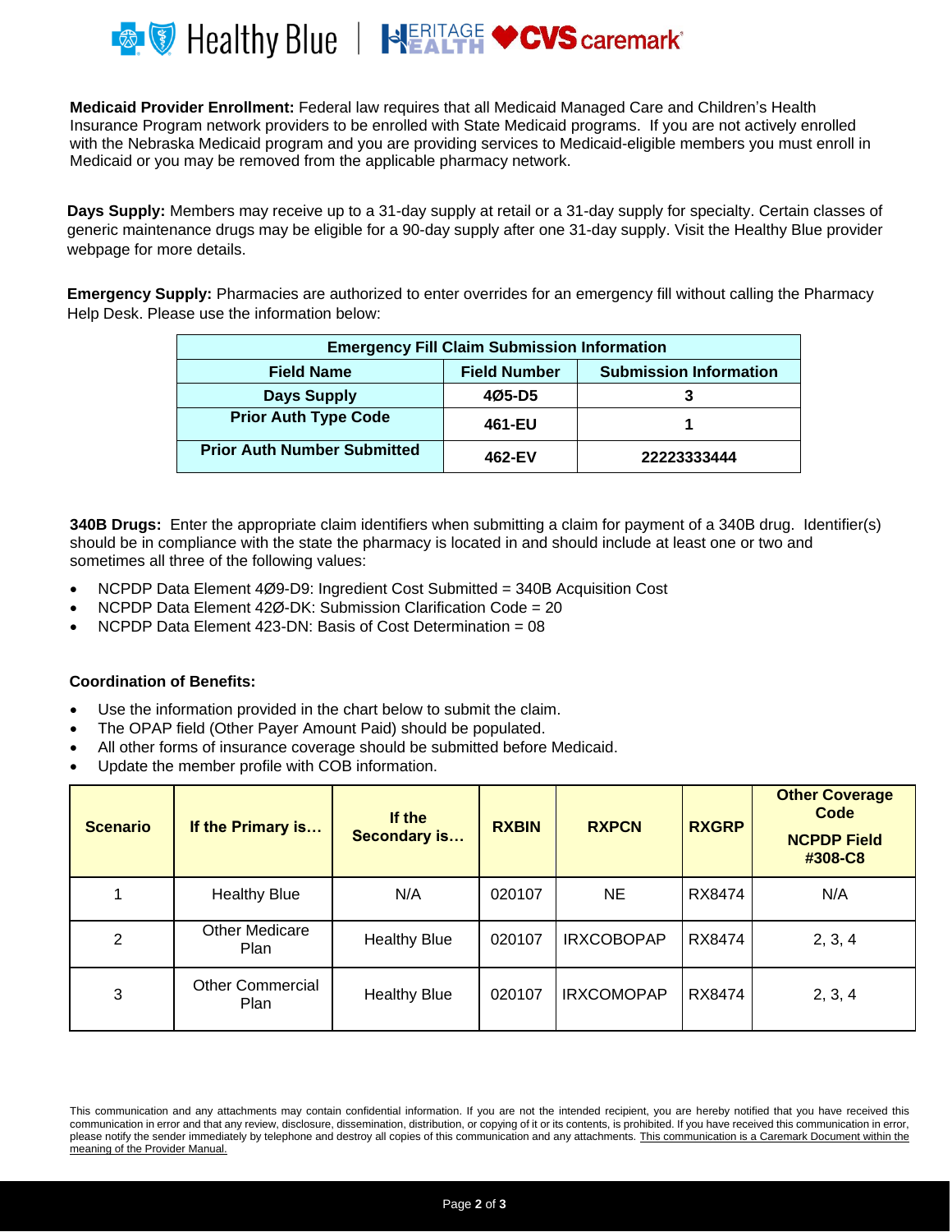**Medicaid Provider Enrollment:** Federal law requires that all Medicaid Managed Care and Children's Health Insurance Program network providers to be enrolled with State Medicaid programs. If you are not actively enrolled with the Nebraska Medicaid program and you are providing services to Medicaid-eligible members you must enroll in Medicaid or you may be removed from the applicable pharmacy network.

**Days Supply:** Members may receive up to a 31-day supply at retail or a 31-day supply for specialty. Certain classes of generic maintenance drugs may be eligible for a 90-day supply after one 31-day supply. Visit the Healthy Blue provider webpage for more details.

**Emergency Supply:** Pharmacies are authorized to enter overrides for an emergency fill without calling the Pharmacy Help Desk. Please use the information below:

| Emergency Fill Claim Submission Information | | |
|---|---|---|
| **Field Name** | **Field Number** | **Submission Information** |
| **Days Supply** | **4Ø5-D5** | **3** |
| **Prior Auth Type Code** | **461-EU** | **1** |
| **Prior Auth Number Submitted** | **462-EV** | **22223333444** |

**340B Drugs:** Enter the appropriate claim identifiers when submitting a claim for payment of a 340B drug. Identifier(s) should be in compliance with the state the pharmacy is located in and should include at least one or two and sometimes all three of the following values:

- NCPDP Data Element 4Ø9-D9: Ingredient Cost Submitted = 340B Acquisition Cost
- NCPDP Data Element 42Ø-DK: Submission Clarification Code = 20
- NCPDP Data Element 423-DN: Basis of Cost Determination = 08

**Coordination of Benefits:**

- Use the information provided in the chart below to submit the claim.
- The OPAP field (Other Payer Amount Paid) should be populated.
- All other forms of insurance coverage should be submitted before Medicaid.
- Update the member profile with COB information.

| Scenario | If the Primary is… | If the Secondary is… | RXBIN | RXPCN | RXGRP | Other Coverage Code NCPDP Field #308-C8 |
|---|---|---|---|---|---|---|
| 1 | Healthy Blue | N/A | 020107 | NE | RX8474 | N/A |
| 2 | Other Medicare Plan | Healthy Blue | 020107 | IRXCOBOPAP | RX8474 | 2, 3, 4 |
| 3 | Other Commercial Plan | Healthy Blue | 020107 | IRXCOMOPAP | RX8474 | 2, 3, 4 |

This communication and any attachments may contain confidential information. If you are not the intended recipient, you are hereby notified that you have received this communication in error and that any review, disclosure, dissemination, distribution, or copying of it or its contents, is prohibited. If you have received this communication in error, please notify the sender immediately by telephone and destroy all copies of this communication and any attachments. This communication is a Caremark Document within the meaning of the Provider Manual.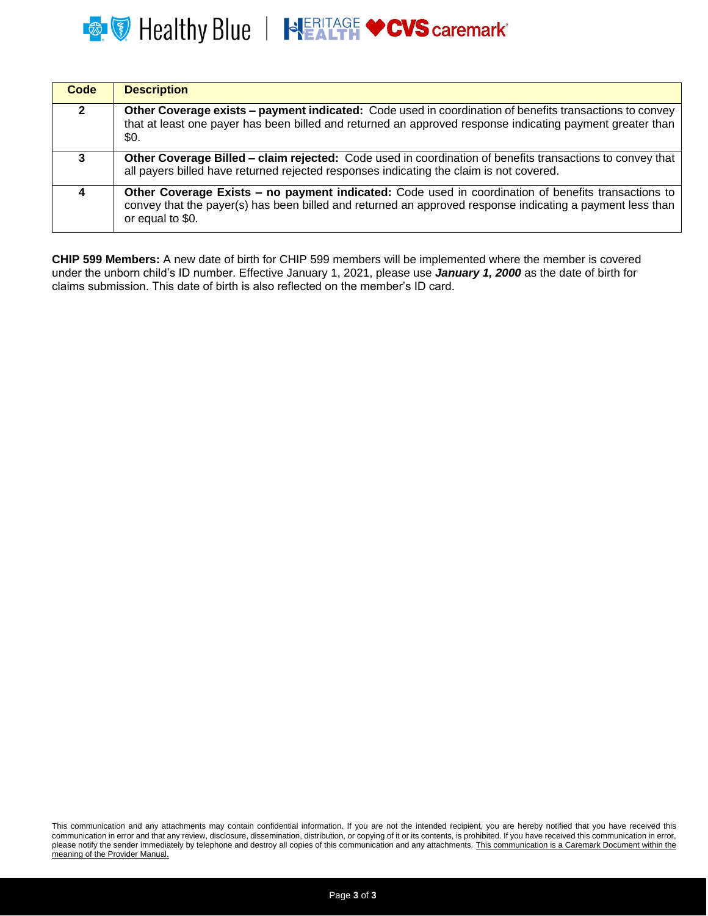| Code | Description |
|---|---|
| 2 | **Other Coverage exists – payment indicated:** Code used in coordination of benefits transactions to convey that at least one payer has been billed and returned an approved response indicating payment greater than $0. |
| 3 | **Other Coverage Billed – claim rejected:** Code used in coordination of benefits transactions to convey that all payers billed have returned rejected responses indicating the claim is not covered. |
| 4 | **Other Coverage Exists – no payment indicated:** Code used in coordination of benefits transactions to convey that the payer(s) has been billed and returned an approved response indicating a payment less than or equal to $0. |

**CHIP 599 Members:** A new date of birth for CHIP 599 members will be implemented where the member is covered under the unborn child's ID number. Effective January 1, 2021, please use ***January 1, 2000*** as the date of birth for claims submission. This date of birth is also reflected on the member's ID card.

This communication and any attachments may contain confidential information. If you are not the intended recipient, you are hereby notified that you have received this communication in error and that any review, disclosure, dissemination, distribution, or copying of it or its contents, is prohibited. If you have received this communication in error, please notify the sender immediately by telephone and destroy all copies of this communication and any attachments. This communication is a Caremark Document within the meaning of the Provider Manual.